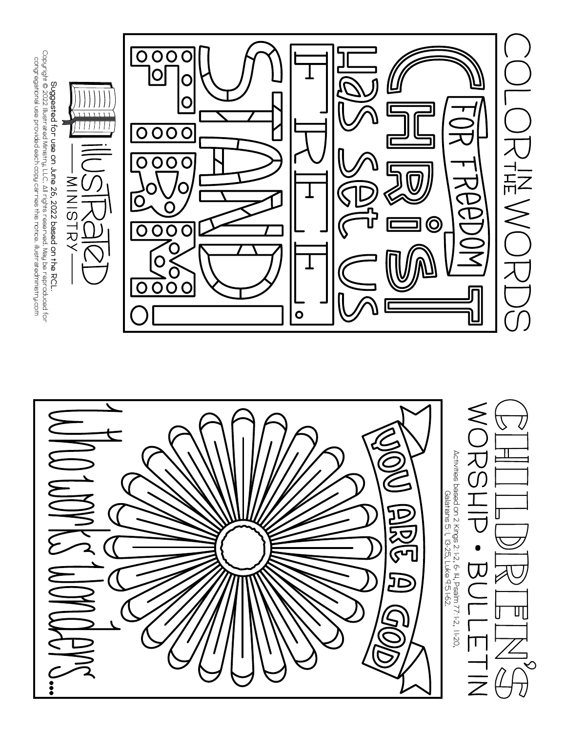# CHILDREN'S WORSHIP • BULLETIN

Activities based on 2 Kings 2:1-2, 6-14, Psalm 77:1-2, 11-20, Galatians 5:1, 13-25, Luke 9:51-62.

YOU ARE A GOD

who works wonders...

## COLOR IN THE WORDS

FOR FREEDOM CHRIST HAS SET US FREE. STAND FIRM!

illustrated MINISTRY

Suggested for use on June 26, 2022 based on the RCL.

Copyright © 2022 Illustrated Ministry, LLC. All rights reserved. May be reproduced for congregational use provided each copy carries this notice. illustratedministry.com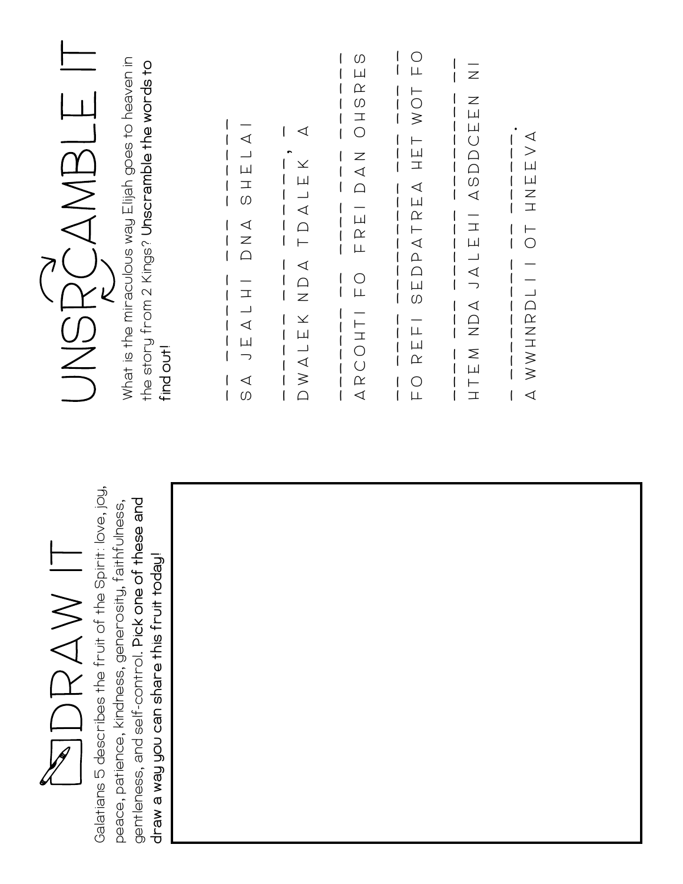# DRAW IT

Galatians 5 describes the fruit of the Spirit: love, joy, peace, patience, kindness, generosity, faithfulness, gentleness, and self-control. **Pick one of these and draw a way you can share this fruit today!**

# UNSCRAMBLE IT

What is the miraculous way Elijah goes to heaven in the story from 2 Kings? **Unscramble the words to find out!**

__ ______ ___ ______

SA JEALHI DNA SHELAI

______ ___ ______, _

DWALEK NDA TDALEK A

_______ __ ____ ___ ______

ARCOHTI FO FREI DAN OHSRES

__ ____ ________ ___ ___ __

FO REFI SEDPATREA HET WOT FO

____ ___ ______ ________ __

HTEM NDA JALEHI ASDDCEEN NI

_ _________ __ ______.

A WWHNRDLII OT HNEEVA